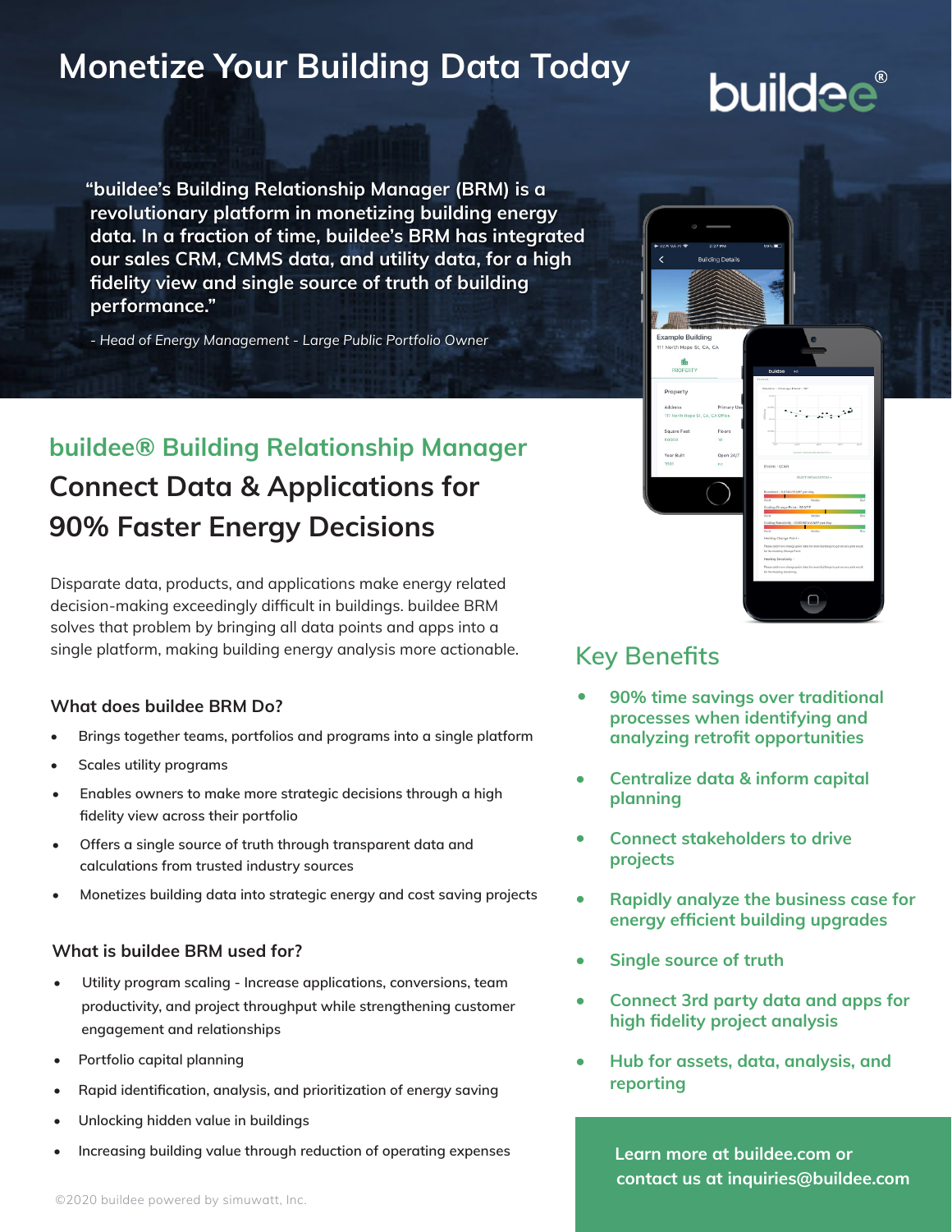# Monetize Your Building Data Today

buildee®

> "buildee's Building Relationship Manager (BRM) is a revolutionary platform in monetizing building energy data. In a fraction of time, buildee's BRM has integrated our sales CRM, CMMS data, and utility data, for a high fidelity view and single source of truth of building performance."
>
> *- Head of Energy Management - Large Public Portfolio Owner*

## buildee® Building Relationship Manager

## Connect Data & Applications for 90% Faster Energy Decisions

Disparate data, products, and applications make energy related decision-making exceedingly difficult in buildings. buildee BRM solves that problem by bringing all data points and apps into a single platform, making building energy analysis more actionable.

### What does buildee BRM Do?

- Brings together teams, portfolios and programs into a single platform
- Scales utility programs
- Enables owners to make more strategic decisions through a high fidelity view across their portfolio
- Offers a single source of truth through transparent data and calculations from trusted industry sources
- Monetizes building data into strategic energy and cost saving projects

### What is buildee BRM used for?

- Utility program scaling - Increase applications, conversions, team productivity, and project throughput while strengthening customer engagement and relationships
- Portfolio capital planning
- Rapid identification, analysis, and prioritization of energy saving
- Unlocking hidden value in buildings
- Increasing building value through reduction of operating expenses

## Key Benefits

- **90% time savings over traditional processes when identifying and analyzing retrofit opportunities**
- **Centralize data & inform capital planning**
- **Connect stakeholders to drive projects**
- **Rapidly analyze the business case for energy efficient building upgrades**
- **Single source of truth**
- **Connect 3rd party data and apps for high fidelity project analysis**
- **Hub for assets, data, analysis, and reporting**

**Learn more at buildee.com or contact us at inquiries@buildee.com**

©2020 buildee powered by simuwatt, Inc.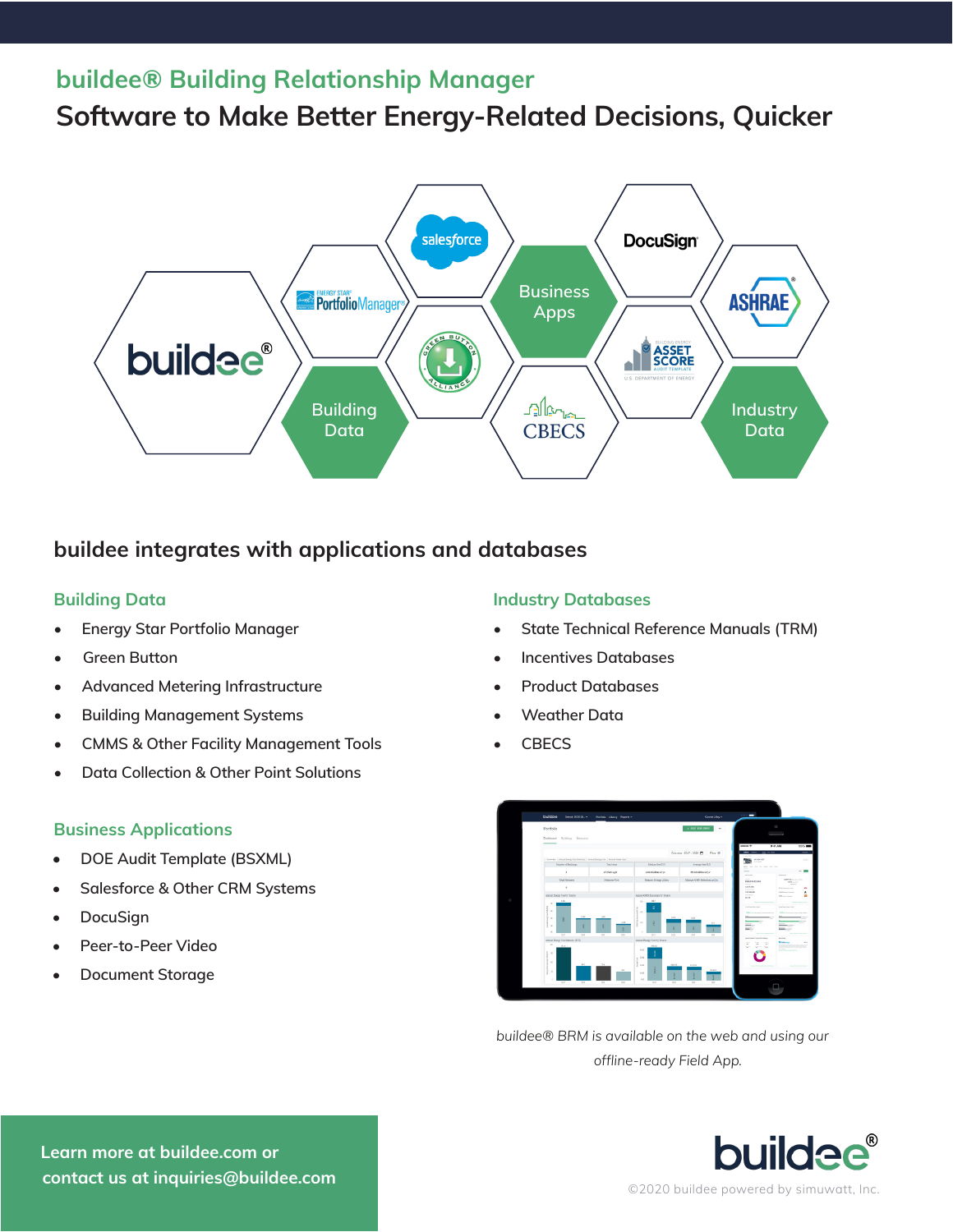# buildee® Building Relationship Manager

## Software to Make Better Energy-Related Decisions, Quicker

## buildee integrates with applications and databases

### Building Data

- Energy Star Portfolio Manager
- Green Button
- Advanced Metering Infrastructure
- Building Management Systems
- CMMS & Other Facility Management Tools
- Data Collection & Other Point Solutions

### Business Applications

- DOE Audit Template (BSXML)
- Salesforce & Other CRM Systems
- DocuSign
- Peer-to-Peer Video
- Document Storage

### Industry Databases

- State Technical Reference Manuals (TRM)
- Incentives Databases
- Product Databases
- Weather Data
- CBECS

*buildee® BRM is available on the web and using our offline-ready Field App.*

**Learn more at buildee.com or contact us at inquiries@buildee.com**

©2020 buildee powered by simuwatt, Inc.